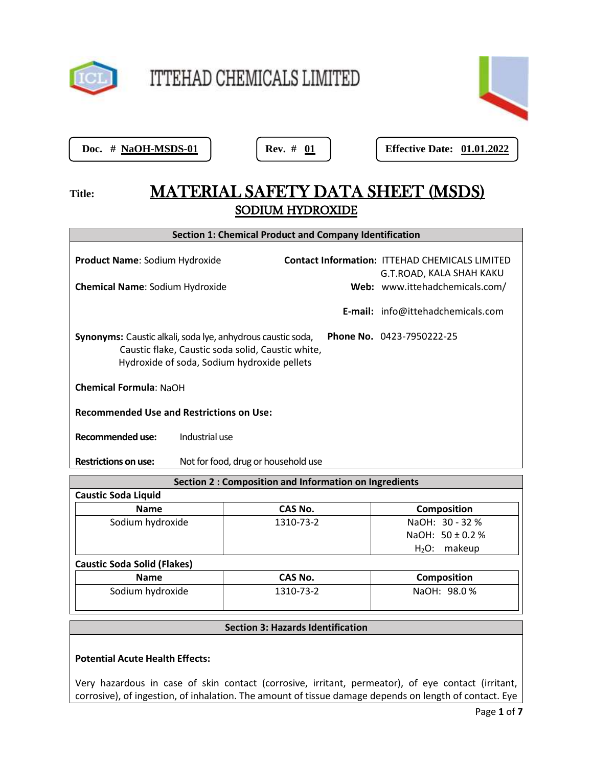# ITTEHAD CHEMICALS LIMITED

| Doc. # **NaOH-MSDS-01** | Rev. # **01** | Effective Date: **01.01.2022** |
|---|---|---|

**Title:** 

# MATERIAL SAFETY DATA SHEET (MSDS)
## SODIUM HYDROXIDE

## Section 1: Chemical Product and Company Identification

**Product Name**: Sodium Hydroxide

**Chemical Name**: Sodium Hydroxide

**Contact Information:** ITTEHAD CHEMICALS LIMITED
G.T.ROAD, KALA SHAH KAKU

**Web:** www.ittehadchemicals.com/

**E-mail:** info@ittehadchemicals.com

**Phone No.** 0423-7950222-25

**Synonyms:** Caustic alkali, soda lye, anhydrous caustic soda, Caustic flake, Caustic soda solid, Caustic white, Hydroxide of soda, Sodium hydroxide pellets

**Chemical Formula**: NaOH

**Recommended Use and Restrictions on Use:**

**Recommended use:** Industrial use

**Restrictions on use:** Not for food, drug or household use

## Section 2 : Composition and Information on Ingredients

**Caustic Soda Liquid**

| Name | CAS No. | Composition |
|---|---|---|
| Sodium hydroxide | 1310-73-2 | NaOH: 30 - 32 %<br>NaOH: 50 ± 0.2 %<br>$H_2O$: makeup |

**Caustic Soda Solid (Flakes)**

| Name | CAS No. | Composition |
|---|---|---|
| Sodium hydroxide | 1310-73-2 | NaOH: 98.0 % |

## Section 3: Hazards Identification

**Potential Acute Health Effects:**

Very hazardous in case of skin contact (corrosive, irritant, permeator), of eye contact (irritant, corrosive), of ingestion, of inhalation. The amount of tissue damage depends on length of contact. Eye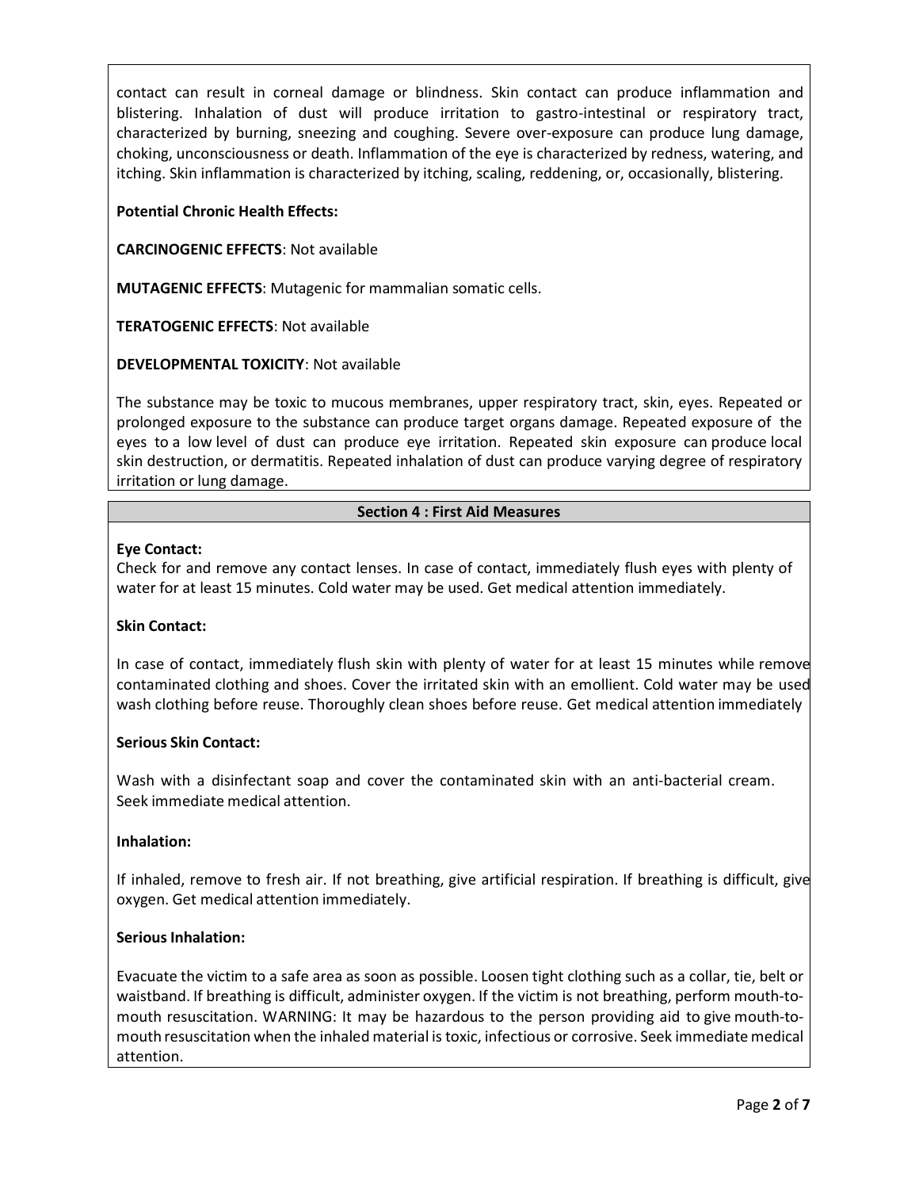contact can result in corneal damage or blindness. Skin contact can produce inflammation and blistering. Inhalation of dust will produce irritation to gastro-intestinal or respiratory tract, characterized by burning, sneezing and coughing. Severe over-exposure can produce lung damage, choking, unconsciousness or death. Inflammation of the eye is characterized by redness, watering, and itching. Skin inflammation is characterized by itching, scaling, reddening, or, occasionally, blistering.

**Potential Chronic Health Effects:**

**CARCINOGENIC EFFECTS**: Not available

**MUTAGENIC EFFECTS**: Mutagenic for mammalian somatic cells.

**TERATOGENIC EFFECTS**: Not available

**DEVELOPMENTAL TOXICITY**: Not available

The substance may be toxic to mucous membranes, upper respiratory tract, skin, eyes. Repeated or prolonged exposure to the substance can produce target organs damage. Repeated exposure of the eyes to a low level of dust can produce eye irritation. Repeated skin exposure can produce local skin destruction, or dermatitis. Repeated inhalation of dust can produce varying degree of respiratory irritation or lung damage.

## Section 4 : First Aid Measures

**Eye Contact:**

Check for and remove any contact lenses. In case of contact, immediately flush eyes with plenty of water for at least 15 minutes. Cold water may be used. Get medical attention immediately.

**Skin Contact:**

In case of contact, immediately flush skin with plenty of water for at least 15 minutes while remove contaminated clothing and shoes. Cover the irritated skin with an emollient. Cold water may be used wash clothing before reuse. Thoroughly clean shoes before reuse. Get medical attention immediately

**Serious Skin Contact:**

Wash with a disinfectant soap and cover the contaminated skin with an anti-bacterial cream. Seek immediate medical attention.

**Inhalation:**

If inhaled, remove to fresh air. If not breathing, give artificial respiration. If breathing is difficult, give oxygen. Get medical attention immediately.

**Serious Inhalation:**

Evacuate the victim to a safe area as soon as possible. Loosen tight clothing such as a collar, tie, belt or waistband. If breathing is difficult, administer oxygen. If the victim is not breathing, perform mouth-to-mouth resuscitation. WARNING: It may be hazardous to the person providing aid to give mouth-to-mouth resuscitation when the inhaled material is toxic, infectious or corrosive. Seek immediate medical attention.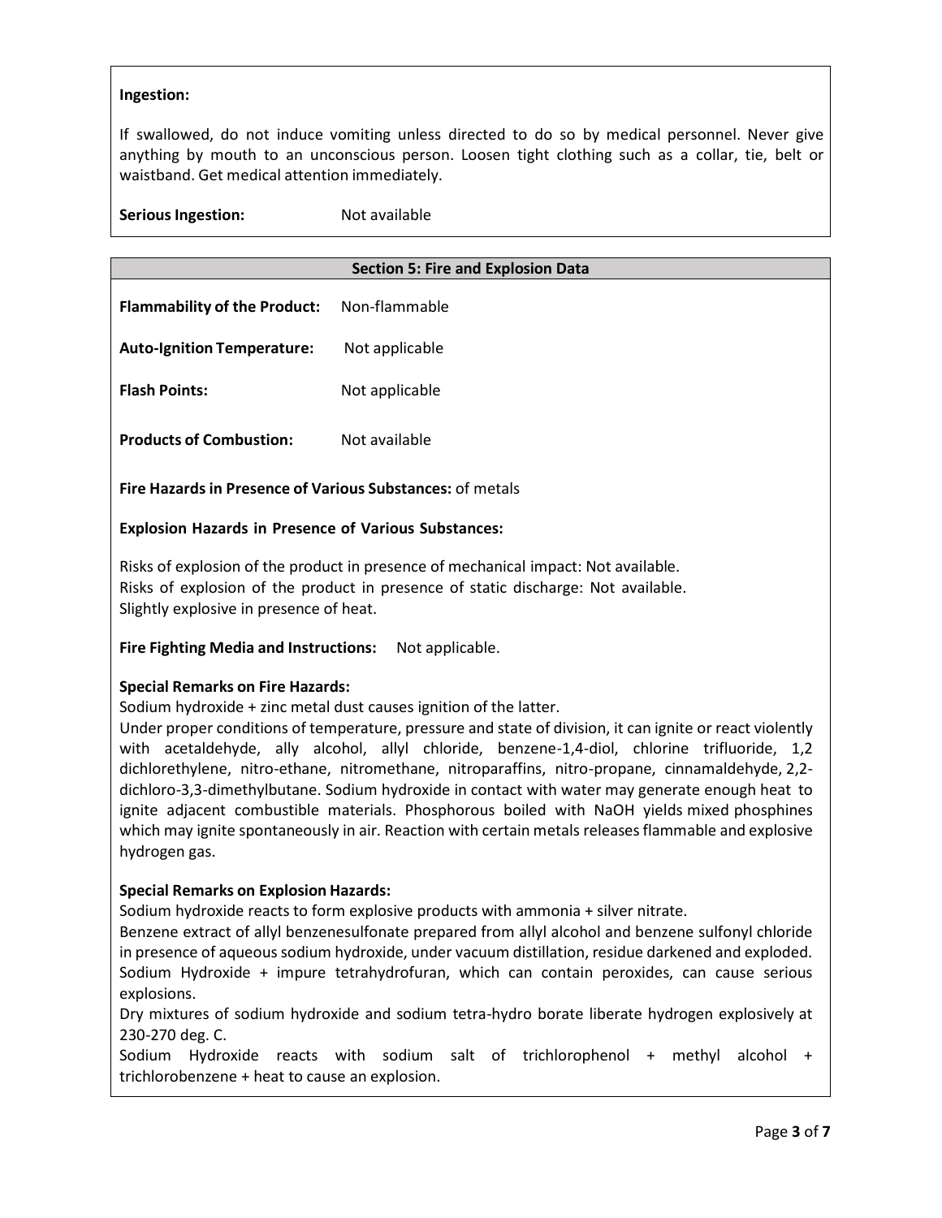**Ingestion:**

If swallowed, do not induce vomiting unless directed to do so by medical personnel. Never give anything by mouth to an unconscious person. Loosen tight clothing such as a collar, tie, belt or waistband. Get medical attention immediately.

**Serious Ingestion:** Not available

## Section 5: Fire and Explosion Data

**Flammability of the Product:** Non-flammable

**Auto-Ignition Temperature:** Not applicable

**Flash Points:** Not applicable

**Products of Combustion:** Not available

**Fire Hazards in Presence of Various Substances:** of metals

**Explosion Hazards in Presence of Various Substances:**

Risks of explosion of the product in presence of mechanical impact: Not available.
Risks of explosion of the product in presence of static discharge: Not available.
Slightly explosive in presence of heat.

**Fire Fighting Media and Instructions:** Not applicable.

**Special Remarks on Fire Hazards:**
Sodium hydroxide + zinc metal dust causes ignition of the latter.
Under proper conditions of temperature, pressure and state of division, it can ignite or react violently with acetaldehyde, ally alcohol, allyl chloride, benzene-1,4-diol, chlorine trifluoride, 1,2 dichlorethylene, nitro-ethane, nitromethane, nitroparaffins, nitro-propane, cinnamaldehyde, 2,2-dichloro-3,3-dimethylbutane. Sodium hydroxide in contact with water may generate enough heat to ignite adjacent combustible materials. Phosphorous boiled with NaOH yields mixed phosphines which may ignite spontaneously in air. Reaction with certain metals releases flammable and explosive hydrogen gas.

**Special Remarks on Explosion Hazards:**
Sodium hydroxide reacts to form explosive products with ammonia + silver nitrate.
Benzene extract of allyl benzenesulfonate prepared from allyl alcohol and benzene sulfonyl chloride in presence of aqueous sodium hydroxide, under vacuum distillation, residue darkened and exploded.
Sodium Hydroxide + impure tetrahydrofuran, which can contain peroxides, can cause serious explosions.
Dry mixtures of sodium hydroxide and sodium tetra-hydro borate liberate hydrogen explosively at 230-270 deg. C.
Sodium Hydroxide reacts with sodium salt of trichlorophenol + methyl alcohol + trichlorobenzene + heat to cause an explosion.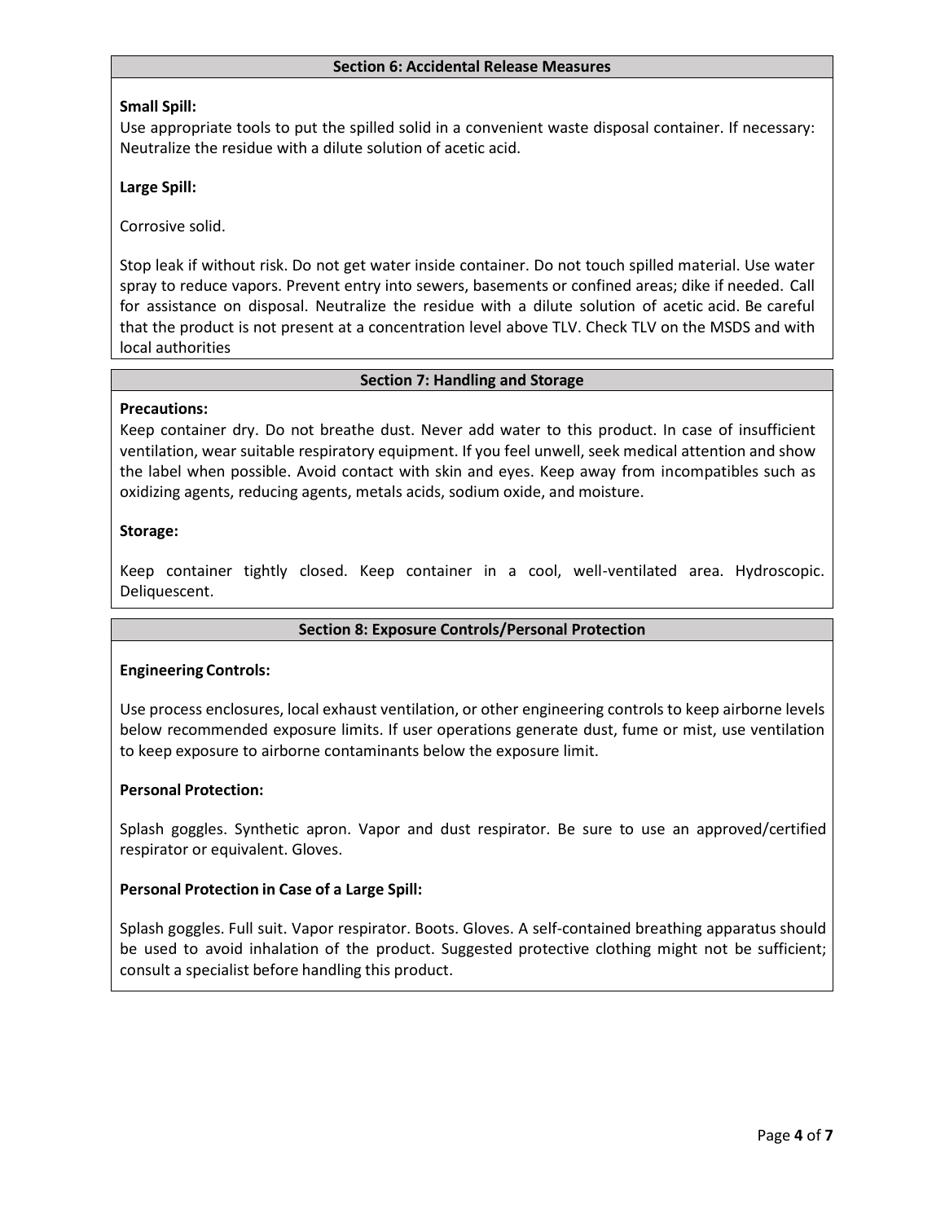## Section 6: Accidental Release Measures

**Small Spill:**

Use appropriate tools to put the spilled solid in a convenient waste disposal container. If necessary: Neutralize the residue with a dilute solution of acetic acid.

**Large Spill:**

Corrosive solid.

Stop leak if without risk. Do not get water inside container. Do not touch spilled material. Use water spray to reduce vapors. Prevent entry into sewers, basements or confined areas; dike if needed. Call for assistance on disposal. Neutralize the residue with a dilute solution of acetic acid. Be careful that the product is not present at a concentration level above TLV. Check TLV on the MSDS and with local authorities

## Section 7: Handling and Storage

**Precautions:**

Keep container dry. Do not breathe dust. Never add water to this product. In case of insufficient ventilation, wear suitable respiratory equipment. If you feel unwell, seek medical attention and show the label when possible. Avoid contact with skin and eyes. Keep away from incompatibles such as oxidizing agents, reducing agents, metals acids, sodium oxide, and moisture.

**Storage:**

Keep container tightly closed. Keep container in a cool, well-ventilated area. Hydroscopic. Deliquescent.

## Section 8: Exposure Controls/Personal Protection

**Engineering Controls:**

Use process enclosures, local exhaust ventilation, or other engineering controls to keep airborne levels below recommended exposure limits. If user operations generate dust, fume or mist, use ventilation to keep exposure to airborne contaminants below the exposure limit.

**Personal Protection:**

Splash goggles. Synthetic apron. Vapor and dust respirator. Be sure to use an approved/certified respirator or equivalent. Gloves.

**Personal Protection in Case of a Large Spill:**

Splash goggles. Full suit. Vapor respirator. Boots. Gloves. A self-contained breathing apparatus should be used to avoid inhalation of the product. Suggested protective clothing might not be sufficient; consult a specialist before handling this product.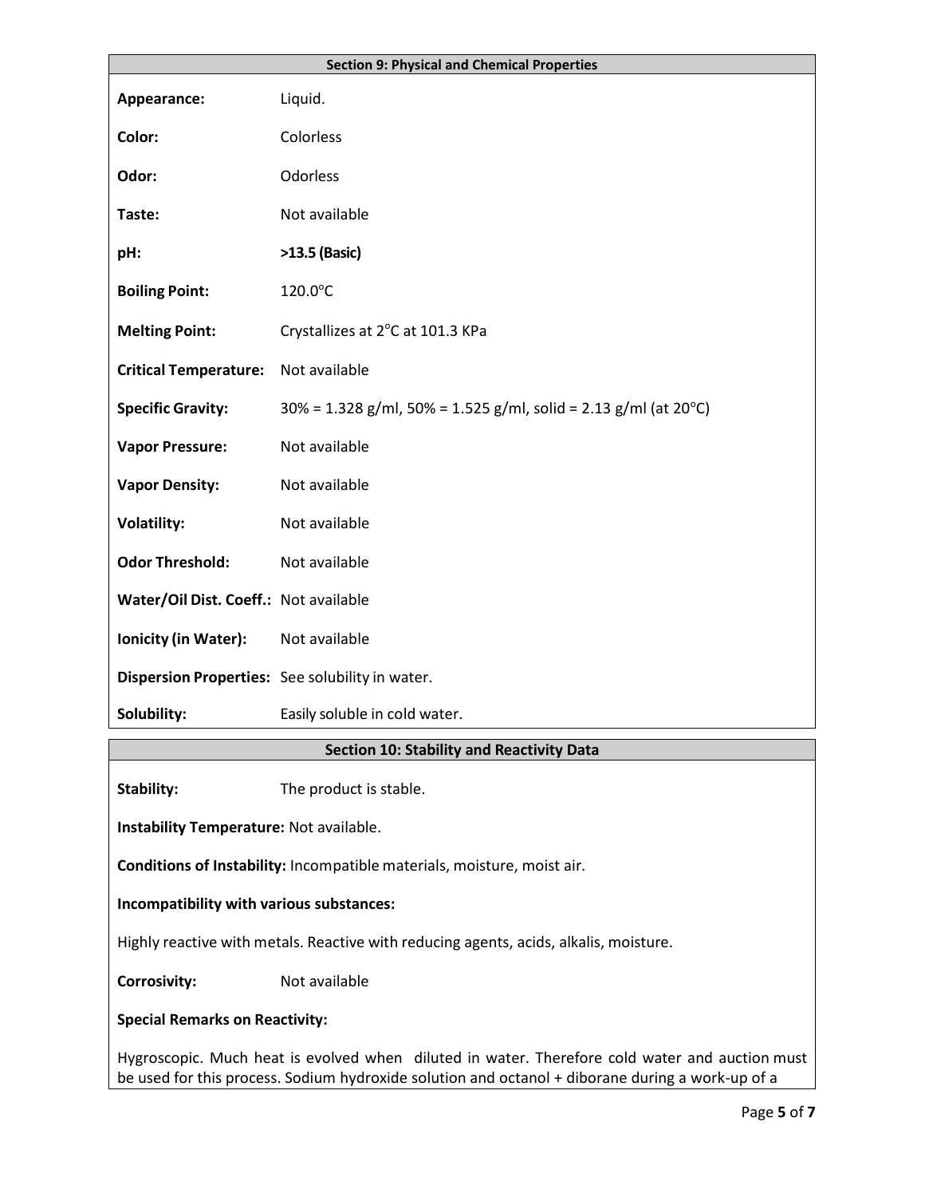## Section 9: Physical and Chemical Properties

| | |
|---|---|
| **Appearance:** | Liquid. |
| **Color:** | Colorless |
| **Odor:** | Odorless |
| **Taste:** | Not available |
| **pH:** | **>13.5 (Basic)** |
| **Boiling Point:** | 120.0°C |
| **Melting Point:** | Crystallizes at 2°C at 101.3 KPa |
| **Critical Temperature:** | Not available |
| **Specific Gravity:** | 30% = 1.328 g/ml, 50% = 1.525 g/ml, solid = 2.13 g/ml (at 20°C) |
| **Vapor Pressure:** | Not available |
| **Vapor Density:** | Not available |
| **Volatility:** | Not available |
| **Odor Threshold:** | Not available |
| **Water/Oil Dist. Coeff.:** | Not available |
| **Ionicity (in Water):** | Not available |
| **Dispersion Properties:** | See solubility in water. |
| **Solubility:** | Easily soluble in cold water. |

## Section 10: Stability and Reactivity Data

**Stability:** The product is stable.

**Instability Temperature:** Not available.

**Conditions of Instability:** Incompatible materials, moisture, moist air.

**Incompatibility with various substances:**

Highly reactive with metals. Reactive with reducing agents, acids, alkalis, moisture.

**Corrosivity:** Not available

**Special Remarks on Reactivity:**

Hygroscopic. Much heat is evolved when diluted in water. Therefore cold water and auction must be used for this process. Sodium hydroxide solution and octanol + diborane during a work-up of a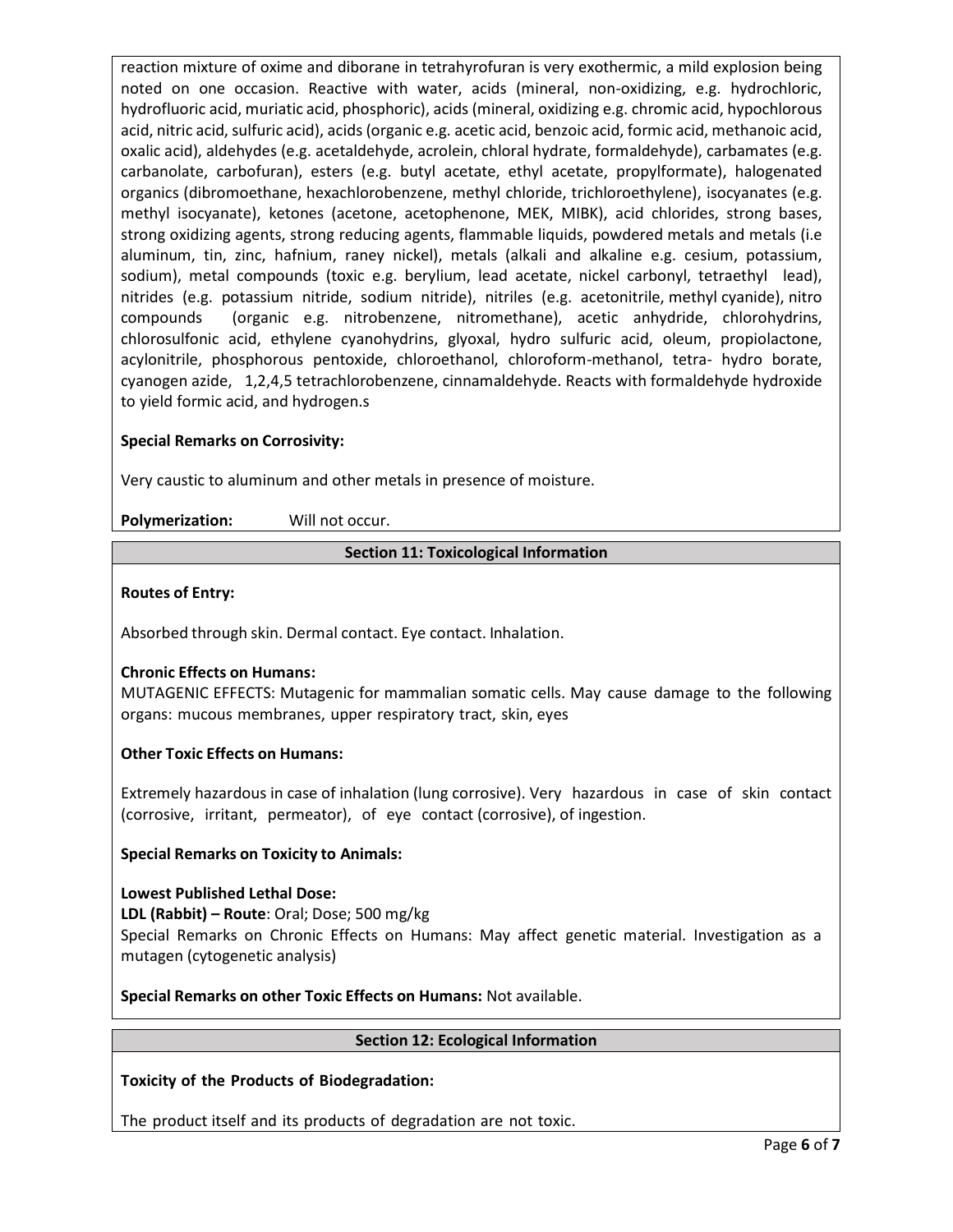reaction mixture of oxime and diborane in tetrahyrofuran is very exothermic, a mild explosion being noted on one occasion. Reactive with water, acids (mineral, non-oxidizing, e.g. hydrochloric, hydrofluoric acid, muriatic acid, phosphoric), acids (mineral, oxidizing e.g. chromic acid, hypochlorous acid, nitric acid, sulfuric acid), acids (organic e.g. acetic acid, benzoic acid, formic acid, methanoic acid, oxalic acid), aldehydes (e.g. acetaldehyde, acrolein, chloral hydrate, formaldehyde), carbamates (e.g. carbanolate, carbofuran), esters (e.g. butyl acetate, ethyl acetate, propylformate), halogenated organics (dibromoethane, hexachlorobenzene, methyl chloride, trichloroethylene), isocyanates (e.g. methyl isocyanate), ketones (acetone, acetophenone, MEK, MIBK), acid chlorides, strong bases, strong oxidizing agents, strong reducing agents, flammable liquids, powdered metals and metals (i.e aluminum, tin, zinc, hafnium, raney nickel), metals (alkali and alkaline e.g. cesium, potassium, sodium), metal compounds (toxic e.g. berylium, lead acetate, nickel carbonyl, tetraethyl lead), nitrides (e.g. potassium nitride, sodium nitride), nitriles (e.g. acetonitrile, methyl cyanide), nitro compounds (organic e.g. nitrobenzene, nitromethane), acetic anhydride, chlorohydrins, chlorosulfonic acid, ethylene cyanohydrins, glyoxal, hydro sulfuric acid, oleum, propiolactone, acylonitrile, phosphorous pentoxide, chloroethanol, chloroform-methanol, tetra- hydro borate, cyanogen azide, 1,2,4,5 tetrachlorobenzene, cinnamaldehyde. Reacts with formaldehyde hydroxide to yield formic acid, and hydrogen.s

**Special Remarks on Corrosivity:**

Very caustic to aluminum and other metals in presence of moisture.

**Polymerization:** Will not occur.

## Section 11: Toxicological Information

**Routes of Entry:**

Absorbed through skin. Dermal contact. Eye contact. Inhalation.

**Chronic Effects on Humans:**
MUTAGENIC EFFECTS: Mutagenic for mammalian somatic cells. May cause damage to the following organs: mucous membranes, upper respiratory tract, skin, eyes

**Other Toxic Effects on Humans:**

Extremely hazardous in case of inhalation (lung corrosive). Very hazardous in case of skin contact (corrosive, irritant, permeator), of eye contact (corrosive), of ingestion.

**Special Remarks on Toxicity to Animals:**

**Lowest Published Lethal Dose:**
**LDL (Rabbit) – Route**: Oral; Dose; 500 mg/kg
Special Remarks on Chronic Effects on Humans: May affect genetic material. Investigation as a mutagen (cytogenetic analysis)

**Special Remarks on other Toxic Effects on Humans:** Not available.

## Section 12: Ecological Information

**Toxicity of the Products of Biodegradation:**

The product itself and its products of degradation are not toxic.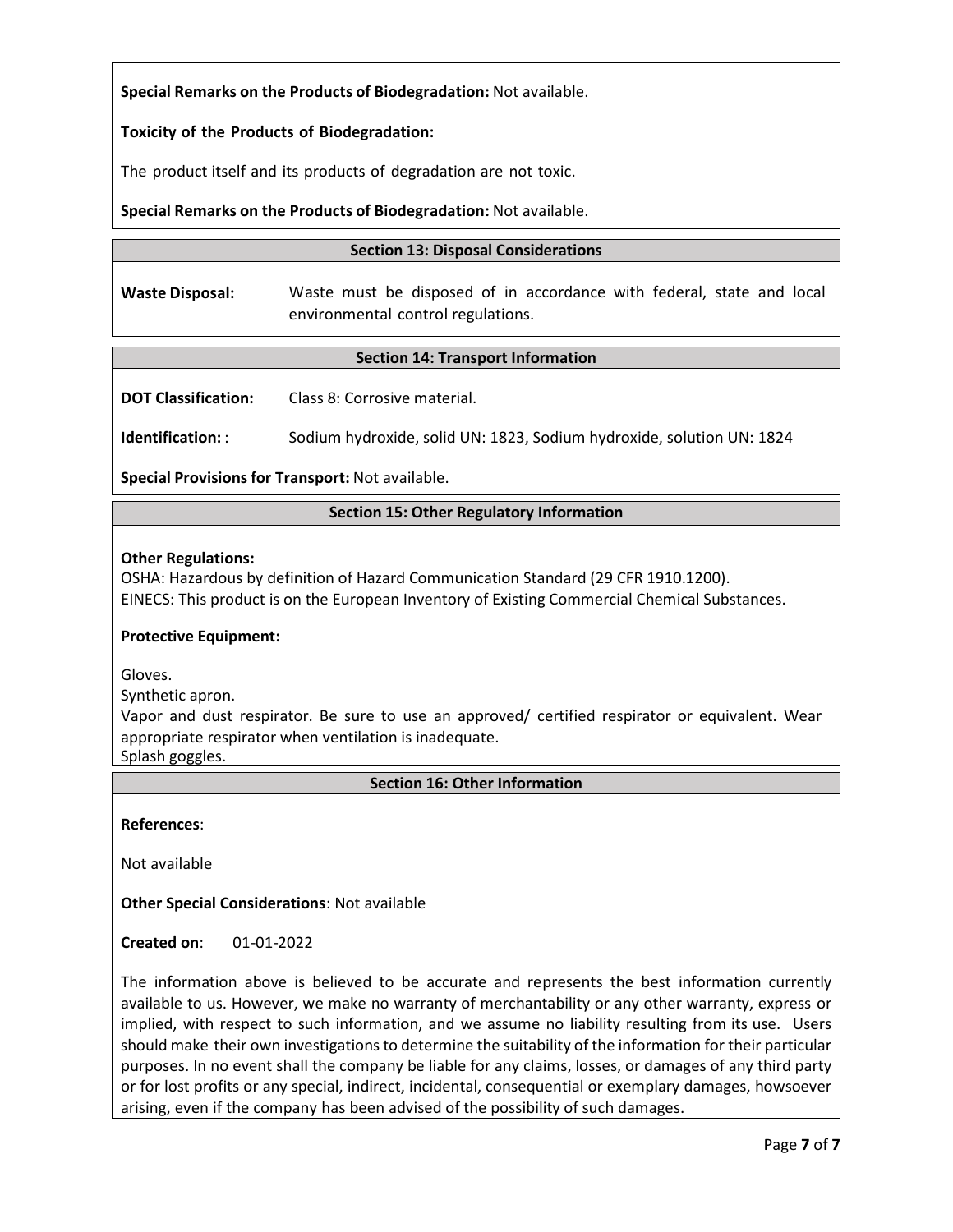**Special Remarks on the Products of Biodegradation:** Not available.

**Toxicity of the Products of Biodegradation:**

The product itself and its products of degradation are not toxic.

**Special Remarks on the Products of Biodegradation:** Not available.

## Section 13: Disposal Considerations

**Waste Disposal:** Waste must be disposed of in accordance with federal, state and local environmental control regulations.

## Section 14: Transport Information

**DOT Classification:** Class 8: Corrosive material.

**Identification:** : Sodium hydroxide, solid UN: 1823, Sodium hydroxide, solution UN: 1824

**Special Provisions for Transport:** Not available.

## Section 15: Other Regulatory Information

**Other Regulations:**
OSHA: Hazardous by definition of Hazard Communication Standard (29 CFR 1910.1200).
EINECS: This product is on the European Inventory of Existing Commercial Chemical Substances.

**Protective Equipment:**

Gloves.
Synthetic apron.
Vapor and dust respirator. Be sure to use an approved/ certified respirator or equivalent. Wear appropriate respirator when ventilation is inadequate.
Splash goggles.

## Section 16: Other Information

**References**:

Not available

**Other Special Considerations**: Not available

**Created on**: 01-01-2022

The information above is believed to be accurate and represents the best information currently available to us. However, we make no warranty of merchantability or any other warranty, express or implied, with respect to such information, and we assume no liability resulting from its use. Users should make their own investigations to determine the suitability of the information for their particular purposes. In no event shall the company be liable for any claims, losses, or damages of any third party or for lost profits or any special, indirect, incidental, consequential or exemplary damages, howsoever arising, even if the company has been advised of the possibility of such damages.